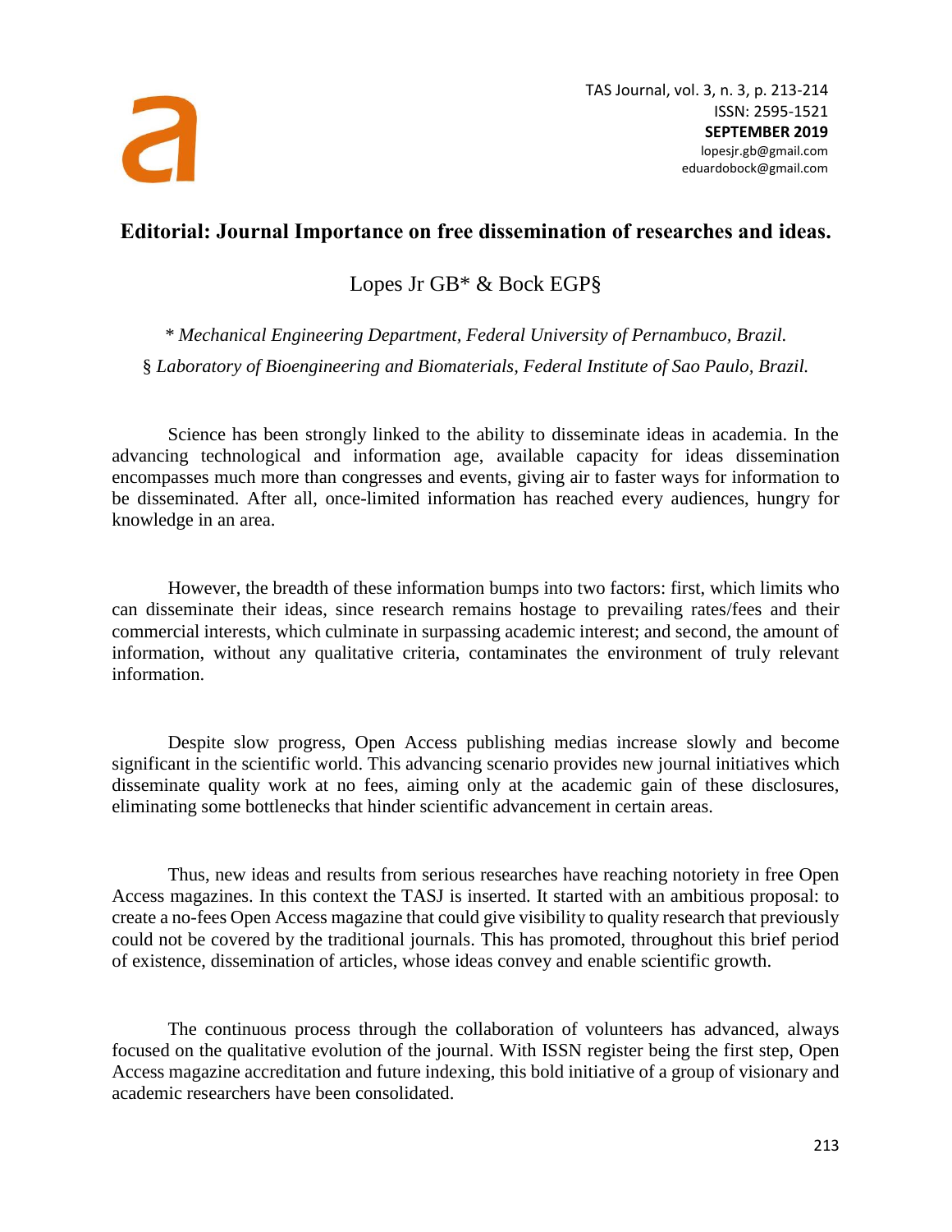# Editorial: Journal Importance on free dissemination of researches and ideas.

Lopes Jr GB* & Bock EGP§

*\* Mechanical Engineering Department, Federal University of Pernambuco, Brazil.*

*§ Laboratory of Bioengineering and Biomaterials, Federal Institute of Sao Paulo, Brazil.*

lopesjr.gb@gmail.com
eduardobock@gmail.com

Science has been strongly linked to the ability to disseminate ideas in academia. In the advancing technological and information age, available capacity for ideas dissemination encompasses much more than congresses and events, giving air to faster ways for information to be disseminated. After all, once-limited information has reached every audiences, hungry for knowledge in an area.

However, the breadth of these information bumps into two factors: first, which limits who can disseminate their ideas, since research remains hostage to prevailing rates/fees and their commercial interests, which culminate in surpassing academic interest; and second, the amount of information, without any qualitative criteria, contaminates the environment of truly relevant information.

Despite slow progress, Open Access publishing medias increase slowly and become significant in the scientific world. This advancing scenario provides new journal initiatives which disseminate quality work at no fees, aiming only at the academic gain of these disclosures, eliminating some bottlenecks that hinder scientific advancement in certain areas.

Thus, new ideas and results from serious researches have reaching notoriety in free Open Access magazines. In this context the TASJ is inserted. It started with an ambitious proposal: to create a no-fees Open Access magazine that could give visibility to quality research that previously could not be covered by the traditional journals. This has promoted, throughout this brief period of existence, dissemination of articles, whose ideas convey and enable scientific growth.

The continuous process through the collaboration of volunteers has advanced, always focused on the qualitative evolution of the journal. With ISSN register being the first step, Open Access magazine accreditation and future indexing, this bold initiative of a group of visionary and academic researchers have been consolidated.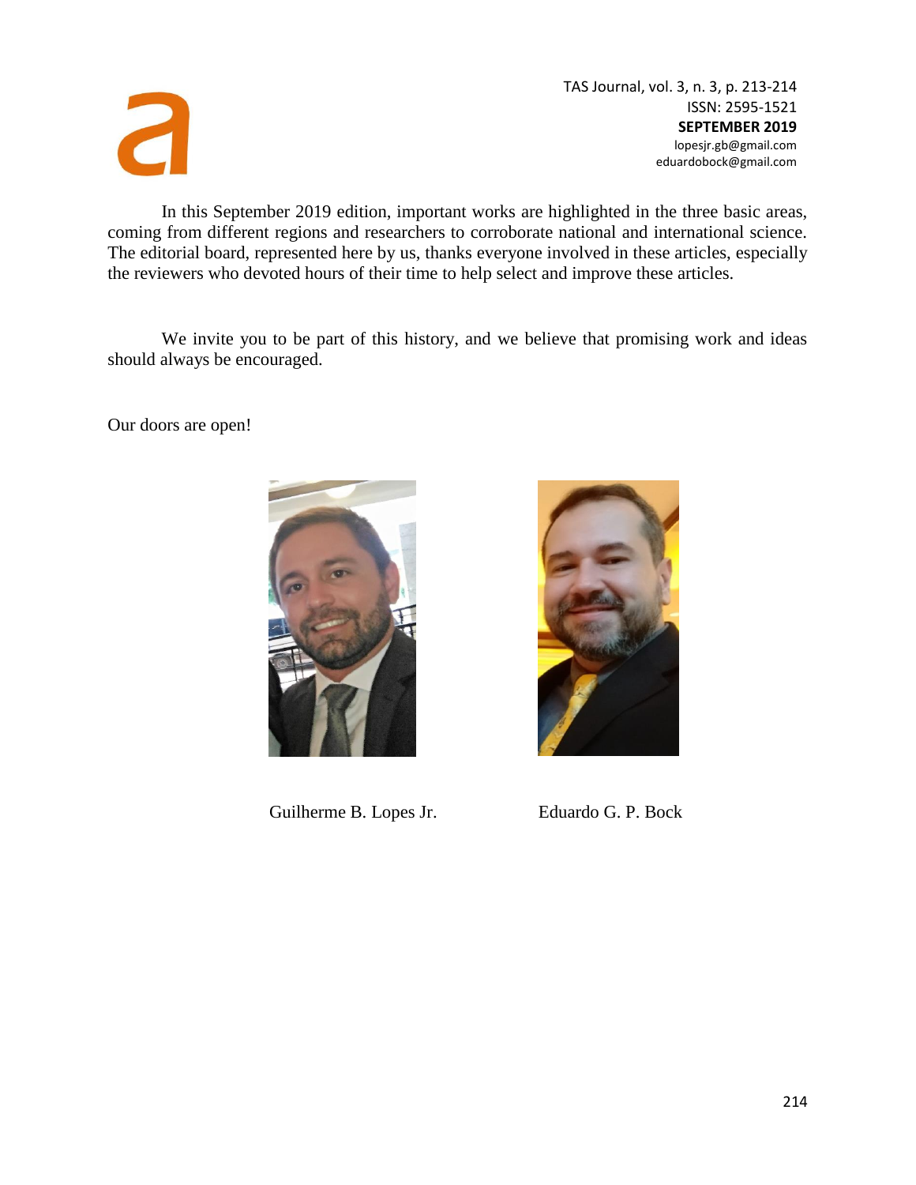In this September 2019 edition, important works are highlighted in the three basic areas, coming from different regions and researchers to corroborate national and international science. The editorial board, represented here by us, thanks everyone involved in these articles, especially the reviewers who devoted hours of their time to help select and improve these articles.

We invite you to be part of this history, and we believe that promising work and ideas should always be encouraged.

Our doors are open!

Guilherme B. Lopes Jr.

Eduardo G. P. Bock